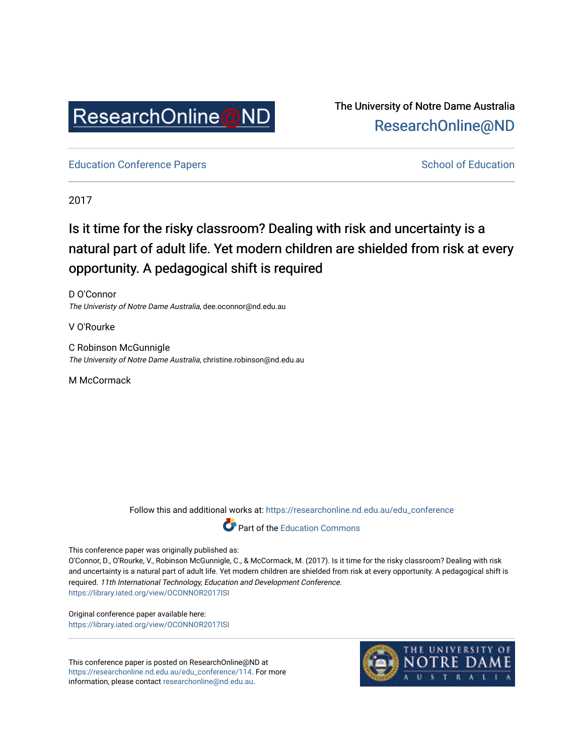The University of Notre Dame Australia
ResearchOnline@ND

Education Conference Papers

School of Education

2017

# Is it time for the risky classroom? Dealing with risk and uncertainty is a natural part of adult life. Yet modern children are shielded from risk at every opportunity. A pedagogical shift is required

D O'Connor
*The Univeristy of Notre Dame Australia*, dee.oconnor@nd.edu.au

V O'Rourke

C Robinson McGunnigle
*The University of Notre Dame Australia*, christine.robinson@nd.edu.au

M McCormack

Follow this and additional works at: https://researchonline.nd.edu.au/edu_conference

Part of the Education Commons

This conference paper was originally published as:
O'Connor, D., O'Rourke, V., Robinson McGunnigle, C., & McCormack, M. (2017). Is it time for the risky classroom? Dealing with risk and uncertainty is a natural part of adult life. Yet modern children are shielded from risk at every opportunity. A pedagogical shift is required. *11th International Technology, Education and Development Conference*.
https://library.iated.org/view/OCONNOR2017ISI

Original conference paper available here:
https://library.iated.org/view/OCONNOR2017ISI

This conference paper is posted on ResearchOnline@ND at https://researchonline.nd.edu.au/edu_conference/114. For more information, please contact researchonline@nd.edu.au.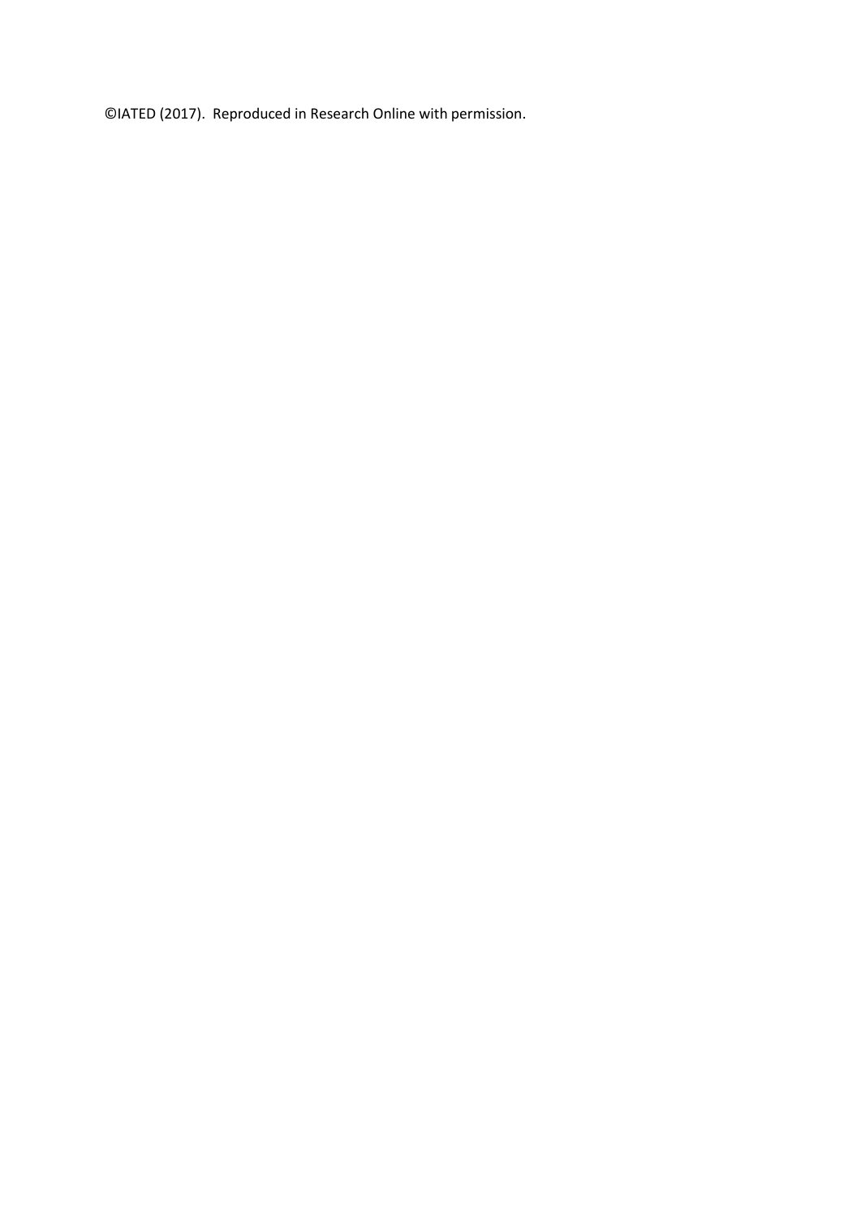©IATED (2017). Reproduced in Research Online with permission.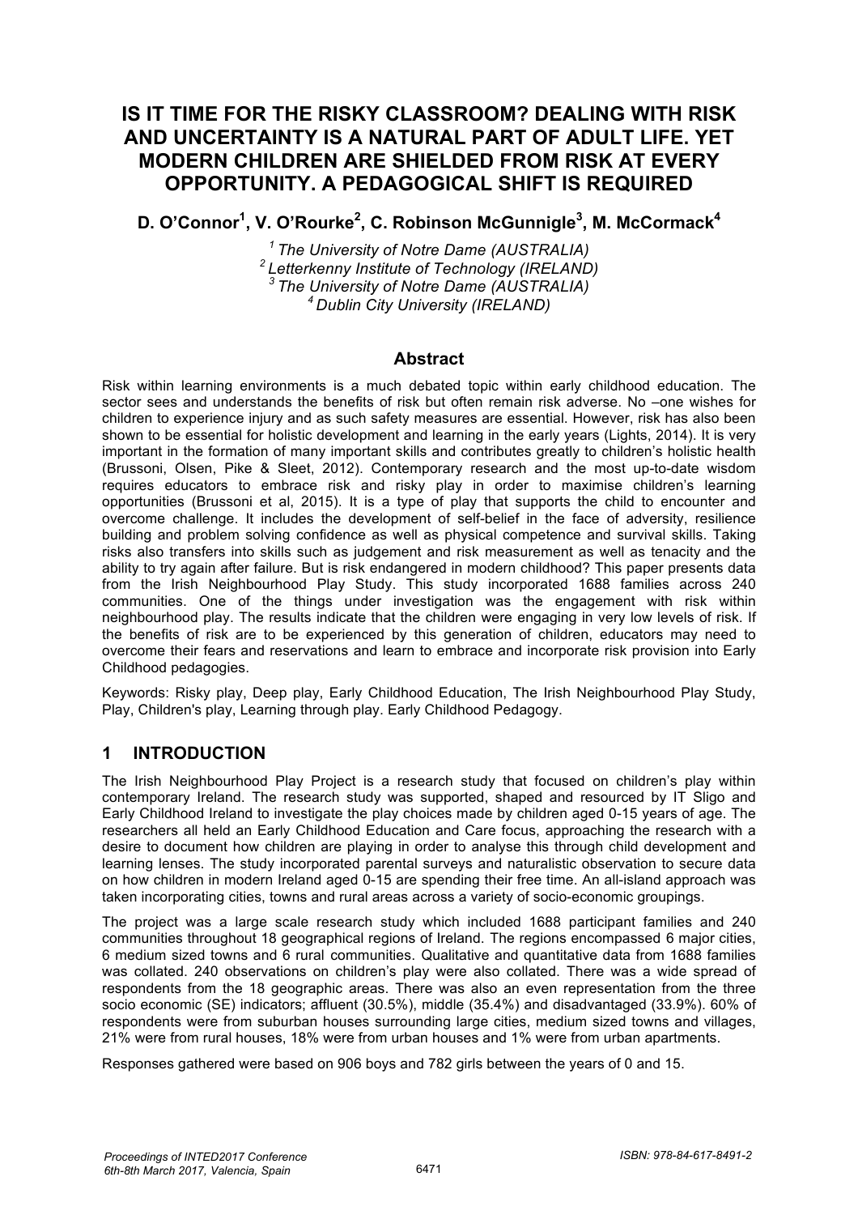# IS IT TIME FOR THE RISKY CLASSROOM? DEALING WITH RISK AND UNCERTAINTY IS A NATURAL PART OF ADULT LIFE. YET MODERN CHILDREN ARE SHIELDED FROM RISK AT EVERY OPPORTUNITY. A PEDAGOGICAL SHIFT IS REQUIRED

**D. O'Connor[1], V. O'Rourke[2], C. Robinson McGunnigle[3], M. McCormack[4]**

*[1] The University of Notre Dame (AUSTRALIA)*
*[2] Letterkenny Institute of Technology (IRELAND)*
*[3] The University of Notre Dame (AUSTRALIA)*
*[4] Dublin City University (IRELAND)*

## Abstract

Risk within learning environments is a much debated topic within early childhood education. The sector sees and understands the benefits of risk but often remain risk adverse. No –one wishes for children to experience injury and as such safety measures are essential. However, risk has also been shown to be essential for holistic development and learning in the early years (Lights, 2014). It is very important in the formation of many important skills and contributes greatly to children's holistic health (Brussoni, Olsen, Pike & Sleet, 2012). Contemporary research and the most up-to-date wisdom requires educators to embrace risk and risky play in order to maximise children's learning opportunities (Brussoni et al, 2015). It is a type of play that supports the child to encounter and overcome challenge. It includes the development of self-belief in the face of adversity, resilience building and problem solving confidence as well as physical competence and survival skills. Taking risks also transfers into skills such as judgement and risk measurement as well as tenacity and the ability to try again after failure. But is risk endangered in modern childhood? This paper presents data from the Irish Neighbourhood Play Study. This study incorporated 1688 families across 240 communities. One of the things under investigation was the engagement with risk within neighbourhood play. The results indicate that the children were engaging in very low levels of risk. If the benefits of risk are to be experienced by this generation of children, educators may need to overcome their fears and reservations and learn to embrace and incorporate risk provision into Early Childhood pedagogies.

Keywords: Risky play, Deep play, Early Childhood Education, The Irish Neighbourhood Play Study, Play, Children's play, Learning through play. Early Childhood Pedagogy.

## 1 INTRODUCTION

The Irish Neighbourhood Play Project is a research study that focused on children's play within contemporary Ireland. The research study was supported, shaped and resourced by IT Sligo and Early Childhood Ireland to investigate the play choices made by children aged 0-15 years of age. The researchers all held an Early Childhood Education and Care focus, approaching the research with a desire to document how children are playing in order to analyse this through child development and learning lenses. The study incorporated parental surveys and naturalistic observation to secure data on how children in modern Ireland aged 0-15 are spending their free time. An all-island approach was taken incorporating cities, towns and rural areas across a variety of socio-economic groupings.

The project was a large scale research study which included 1688 participant families and 240 communities throughout 18 geographical regions of Ireland. The regions encompassed 6 major cities, 6 medium sized towns and 6 rural communities. Qualitative and quantitative data from 1688 families was collated. 240 observations on children's play were also collated. There was a wide spread of respondents from the 18 geographic areas. There was also an even representation from the three socio economic (SE) indicators; affluent (30.5%), middle (35.4%) and disadvantaged (33.9%). 60% of respondents were from suburban houses surrounding large cities, medium sized towns and villages, 21% were from rural houses, 18% were from urban houses and 1% were from urban apartments.

Responses gathered were based on 906 boys and 782 girls between the years of 0 and 15.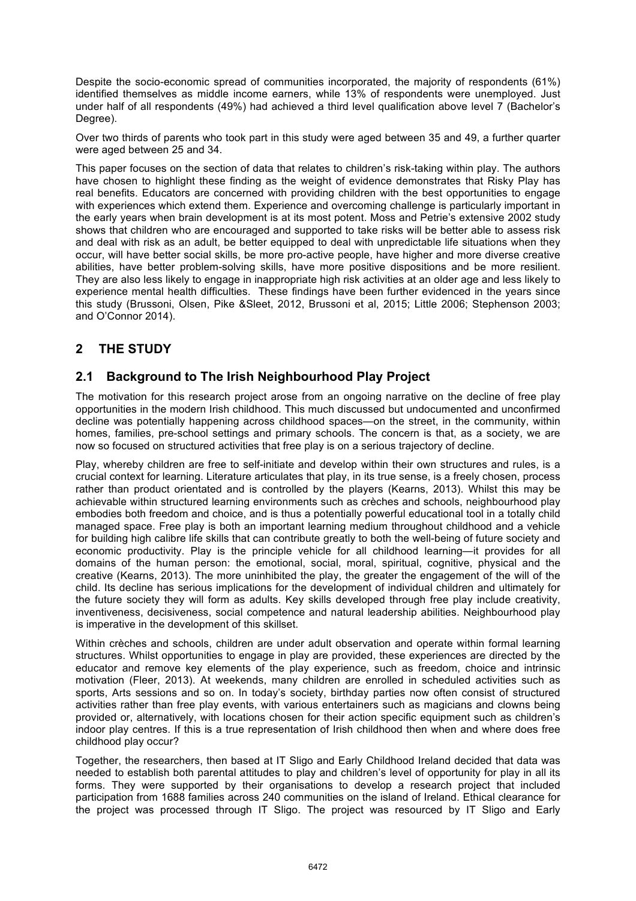Despite the socio-economic spread of communities incorporated, the majority of respondents (61%) identified themselves as middle income earners, while 13% of respondents were unemployed. Just under half of all respondents (49%) had achieved a third level qualification above level 7 (Bachelor's Degree).

Over two thirds of parents who took part in this study were aged between 35 and 49, a further quarter were aged between 25 and 34.

This paper focuses on the section of data that relates to children's risk-taking within play. The authors have chosen to highlight these finding as the weight of evidence demonstrates that Risky Play has real benefits. Educators are concerned with providing children with the best opportunities to engage with experiences which extend them. Experience and overcoming challenge is particularly important in the early years when brain development is at its most potent. Moss and Petrie's extensive 2002 study shows that children who are encouraged and supported to take risks will be better able to assess risk and deal with risk as an adult, be better equipped to deal with unpredictable life situations when they occur, will have better social skills, be more pro-active people, have higher and more diverse creative abilities, have better problem-solving skills, have more positive dispositions and be more resilient. They are also less likely to engage in inappropriate high risk activities at an older age and less likely to experience mental health difficulties. These findings have been further evidenced in the years since this study (Brussoni, Olsen, Pike &Sleet, 2012, Brussoni et al, 2015; Little 2006; Stephenson 2003; and O'Connor 2014).

## 2 THE STUDY

### 2.1 Background to The Irish Neighbourhood Play Project

The motivation for this research project arose from an ongoing narrative on the decline of free play opportunities in the modern Irish childhood. This much discussed but undocumented and unconfirmed decline was potentially happening across childhood spaces—on the street, in the community, within homes, families, pre-school settings and primary schools. The concern is that, as a society, we are now so focused on structured activities that free play is on a serious trajectory of decline.

Play, whereby children are free to self-initiate and develop within their own structures and rules, is a crucial context for learning. Literature articulates that play, in its true sense, is a freely chosen, process rather than product orientated and is controlled by the players (Kearns, 2013). Whilst this may be achievable within structured learning environments such as crèches and schools, neighbourhood play embodies both freedom and choice, and is thus a potentially powerful educational tool in a totally child managed space. Free play is both an important learning medium throughout childhood and a vehicle for building high calibre life skills that can contribute greatly to both the well-being of future society and economic productivity. Play is the principle vehicle for all childhood learning—it provides for all domains of the human person: the emotional, social, moral, spiritual, cognitive, physical and the creative (Kearns, 2013). The more uninhibited the play, the greater the engagement of the will of the child. Its decline has serious implications for the development of individual children and ultimately for the future society they will form as adults. Key skills developed through free play include creativity, inventiveness, decisiveness, social competence and natural leadership abilities. Neighbourhood play is imperative in the development of this skillset.

Within crèches and schools, children are under adult observation and operate within formal learning structures. Whilst opportunities to engage in play are provided, these experiences are directed by the educator and remove key elements of the play experience, such as freedom, choice and intrinsic motivation (Fleer, 2013). At weekends, many children are enrolled in scheduled activities such as sports, Arts sessions and so on. In today's society, birthday parties now often consist of structured activities rather than free play events, with various entertainers such as magicians and clowns being provided or, alternatively, with locations chosen for their action specific equipment such as children's indoor play centres. If this is a true representation of Irish childhood then when and where does free childhood play occur?

Together, the researchers, then based at IT Sligo and Early Childhood Ireland decided that data was needed to establish both parental attitudes to play and children's level of opportunity for play in all its forms. They were supported by their organisations to develop a research project that included participation from 1688 families across 240 communities on the island of Ireland. Ethical clearance for the project was processed through IT Sligo. The project was resourced by IT Sligo and Early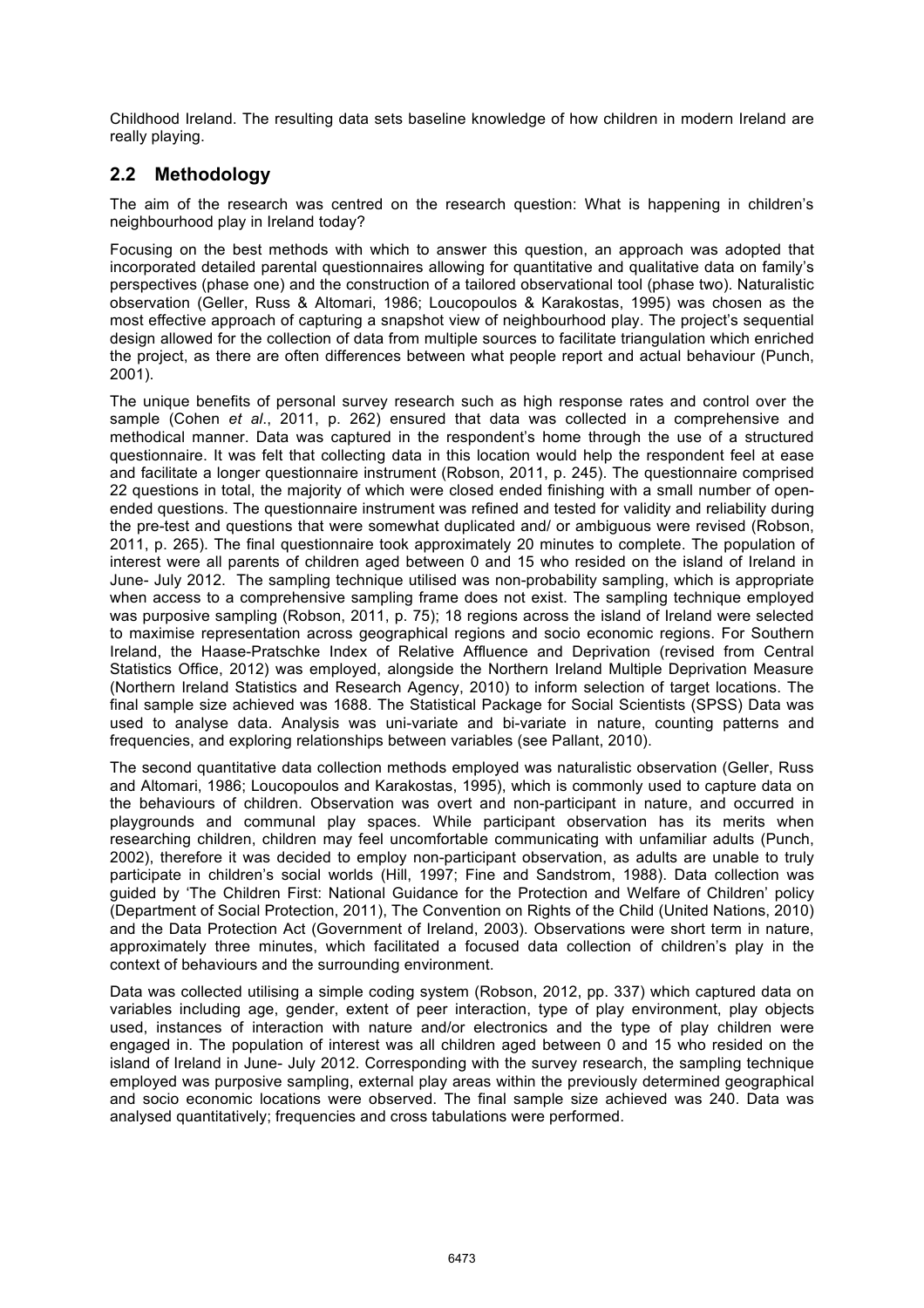Childhood Ireland. The resulting data sets baseline knowledge of how children in modern Ireland are really playing.

## 2.2 Methodology

The aim of the research was centred on the research question: What is happening in children's neighbourhood play in Ireland today?

Focusing on the best methods with which to answer this question, an approach was adopted that incorporated detailed parental questionnaires allowing for quantitative and qualitative data on family's perspectives (phase one) and the construction of a tailored observational tool (phase two). Naturalistic observation (Geller, Russ & Altomari, 1986; Loucopoulos & Karakostas, 1995) was chosen as the most effective approach of capturing a snapshot view of neighbourhood play. The project's sequential design allowed for the collection of data from multiple sources to facilitate triangulation which enriched the project, as there are often differences between what people report and actual behaviour (Punch, 2001).

The unique benefits of personal survey research such as high response rates and control over the sample (Cohen *et al*., 2011, p. 262) ensured that data was collected in a comprehensive and methodical manner. Data was captured in the respondent's home through the use of a structured questionnaire. It was felt that collecting data in this location would help the respondent feel at ease and facilitate a longer questionnaire instrument (Robson, 2011, p. 245). The questionnaire comprised 22 questions in total, the majority of which were closed ended finishing with a small number of open-ended questions. The questionnaire instrument was refined and tested for validity and reliability during the pre-test and questions that were somewhat duplicated and/ or ambiguous were revised (Robson, 2011, p. 265). The final questionnaire took approximately 20 minutes to complete. The population of interest were all parents of children aged between 0 and 15 who resided on the island of Ireland in June- July 2012. The sampling technique utilised was non-probability sampling, which is appropriate when access to a comprehensive sampling frame does not exist. The sampling technique employed was purposive sampling (Robson, 2011, p. 75); 18 regions across the island of Ireland were selected to maximise representation across geographical regions and socio economic regions. For Southern Ireland, the Haase-Pratschke Index of Relative Affluence and Deprivation (revised from Central Statistics Office, 2012) was employed, alongside the Northern Ireland Multiple Deprivation Measure (Northern Ireland Statistics and Research Agency, 2010) to inform selection of target locations. The final sample size achieved was 1688. The Statistical Package for Social Scientists (SPSS) Data was used to analyse data. Analysis was uni-variate and bi-variate in nature, counting patterns and frequencies, and exploring relationships between variables (see Pallant, 2010).

The second quantitative data collection methods employed was naturalistic observation (Geller, Russ and Altomari, 1986; Loucopoulos and Karakostas, 1995), which is commonly used to capture data on the behaviours of children. Observation was overt and non-participant in nature, and occurred in playgrounds and communal play spaces. While participant observation has its merits when researching children, children may feel uncomfortable communicating with unfamiliar adults (Punch, 2002), therefore it was decided to employ non-participant observation, as adults are unable to truly participate in children's social worlds (Hill, 1997; Fine and Sandstrom, 1988). Data collection was guided by 'The Children First: National Guidance for the Protection and Welfare of Children' policy (Department of Social Protection, 2011), The Convention on Rights of the Child (United Nations, 2010) and the Data Protection Act (Government of Ireland, 2003). Observations were short term in nature, approximately three minutes, which facilitated a focused data collection of children's play in the context of behaviours and the surrounding environment.

Data was collected utilising a simple coding system (Robson, 2012, pp. 337) which captured data on variables including age, gender, extent of peer interaction, type of play environment, play objects used, instances of interaction with nature and/or electronics and the type of play children were engaged in. The population of interest was all children aged between 0 and 15 who resided on the island of Ireland in June- July 2012. Corresponding with the survey research, the sampling technique employed was purposive sampling, external play areas within the previously determined geographical and socio economic locations were observed. The final sample size achieved was 240. Data was analysed quantitatively; frequencies and cross tabulations were performed.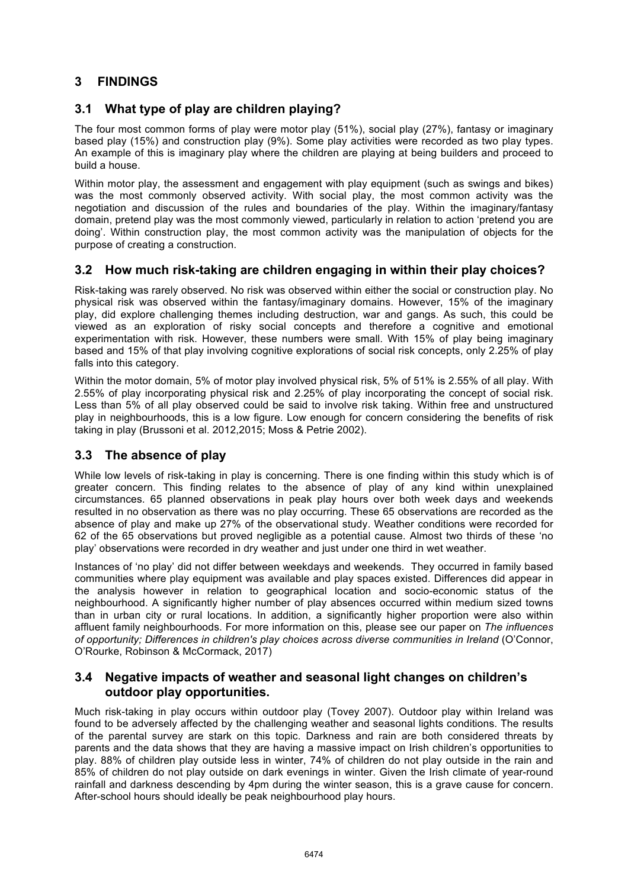# 3 FINDINGS

## 3.1 What type of play are children playing?

The four most common forms of play were motor play (51%), social play (27%), fantasy or imaginary based play (15%) and construction play (9%). Some play activities were recorded as two play types. An example of this is imaginary play where the children are playing at being builders and proceed to build a house.

Within motor play, the assessment and engagement with play equipment (such as swings and bikes) was the most commonly observed activity. With social play, the most common activity was the negotiation and discussion of the rules and boundaries of the play. Within the imaginary/fantasy domain, pretend play was the most commonly viewed, particularly in relation to action 'pretend you are doing'. Within construction play, the most common activity was the manipulation of objects for the purpose of creating a construction.

## 3.2 How much risk-taking are children engaging in within their play choices?

Risk-taking was rarely observed. No risk was observed within either the social or construction play. No physical risk was observed within the fantasy/imaginary domains. However, 15% of the imaginary play, did explore challenging themes including destruction, war and gangs. As such, this could be viewed as an exploration of risky social concepts and therefore a cognitive and emotional experimentation with risk. However, these numbers were small. With 15% of play being imaginary based and 15% of that play involving cognitive explorations of social risk concepts, only 2.25% of play falls into this category.

Within the motor domain, 5% of motor play involved physical risk, 5% of 51% is 2.55% of all play. With 2.55% of play incorporating physical risk and 2.25% of play incorporating the concept of social risk. Less than 5% of all play observed could be said to involve risk taking. Within free and unstructured play in neighbourhoods, this is a low figure. Low enough for concern considering the benefits of risk taking in play (Brussoni et al. 2012,2015; Moss & Petrie 2002).

## 3.3 The absence of play

While low levels of risk-taking in play is concerning. There is one finding within this study which is of greater concern. This finding relates to the absence of play of any kind within unexplained circumstances. 65 planned observations in peak play hours over both week days and weekends resulted in no observation as there was no play occurring. These 65 observations are recorded as the absence of play and make up 27% of the observational study. Weather conditions were recorded for 62 of the 65 observations but proved negligible as a potential cause. Almost two thirds of these 'no play' observations were recorded in dry weather and just under one third in wet weather.

Instances of 'no play' did not differ between weekdays and weekends. They occurred in family based communities where play equipment was available and play spaces existed. Differences did appear in the analysis however in relation to geographical location and socio-economic status of the neighbourhood. A significantly higher number of play absences occurred within medium sized towns than in urban city or rural locations. In addition, a significantly higher proportion were also within affluent family neighbourhoods. For more information on this, please see our paper on *The influences of opportunity; Differences in children's play choices across diverse communities in Ireland* (O'Connor, O'Rourke, Robinson & McCormack, 2017)

## 3.4 Negative impacts of weather and seasonal light changes on children's outdoor play opportunities.

Much risk-taking in play occurs within outdoor play (Tovey 2007). Outdoor play within Ireland was found to be adversely affected by the challenging weather and seasonal lights conditions. The results of the parental survey are stark on this topic. Darkness and rain are both considered threats by parents and the data shows that they are having a massive impact on Irish children's opportunities to play. 88% of children play outside less in winter, 74% of children do not play outside in the rain and 85% of children do not play outside on dark evenings in winter. Given the Irish climate of year-round rainfall and darkness descending by 4pm during the winter season, this is a grave cause for concern. After-school hours should ideally be peak neighbourhood play hours.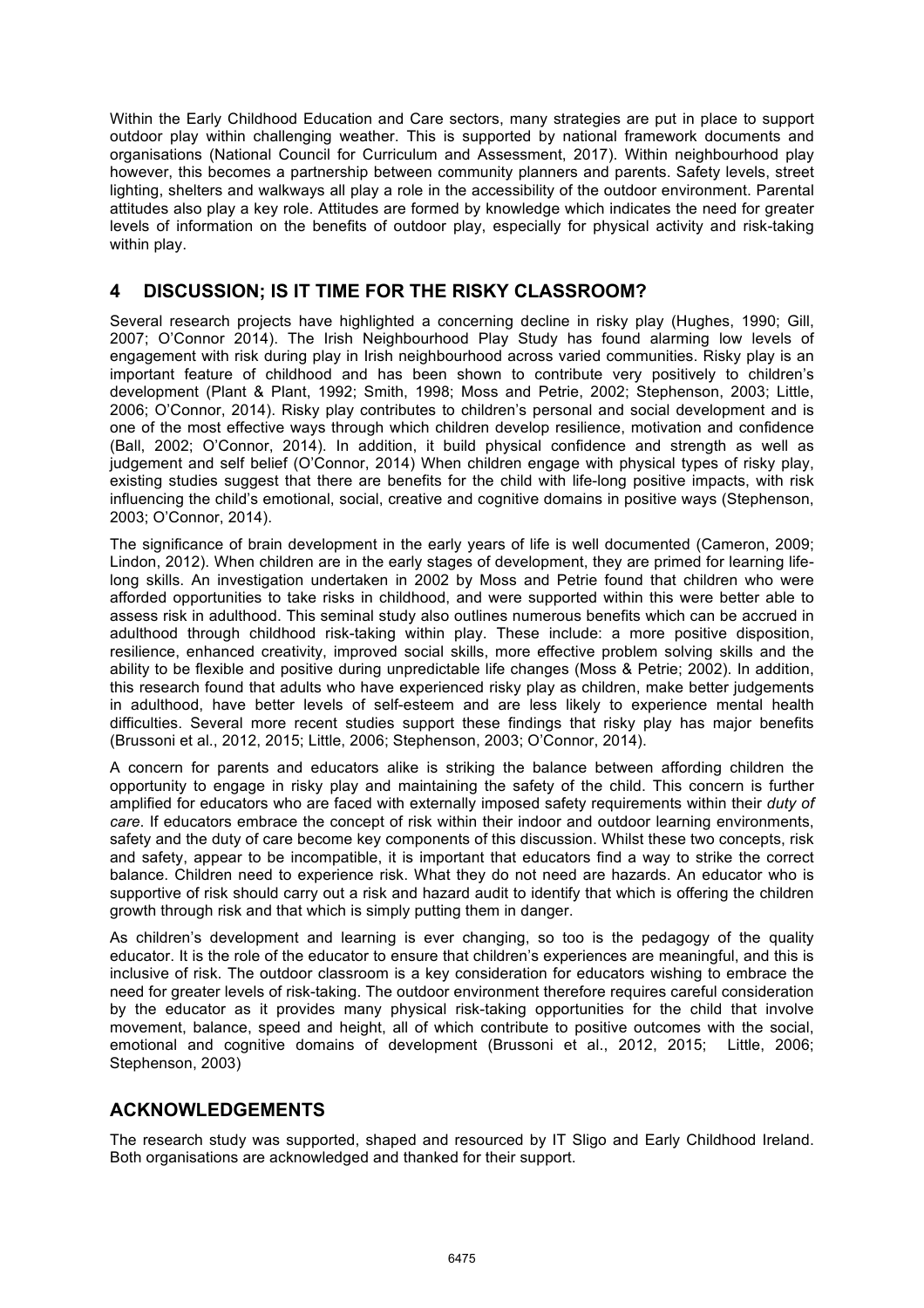Within the Early Childhood Education and Care sectors, many strategies are put in place to support outdoor play within challenging weather. This is supported by national framework documents and organisations (National Council for Curriculum and Assessment, 2017). Within neighbourhood play however, this becomes a partnership between community planners and parents. Safety levels, street lighting, shelters and walkways all play a role in the accessibility of the outdoor environment. Parental attitudes also play a key role. Attitudes are formed by knowledge which indicates the need for greater levels of information on the benefits of outdoor play, especially for physical activity and risk-taking within play.

## 4 DISCUSSION; IS IT TIME FOR THE RISKY CLASSROOM?

Several research projects have highlighted a concerning decline in risky play (Hughes, 1990; Gill, 2007; O'Connor 2014). The Irish Neighbourhood Play Study has found alarming low levels of engagement with risk during play in Irish neighbourhood across varied communities. Risky play is an important feature of childhood and has been shown to contribute very positively to children's development (Plant & Plant, 1992; Smith, 1998; Moss and Petrie, 2002; Stephenson, 2003; Little, 2006; O'Connor, 2014). Risky play contributes to children's personal and social development and is one of the most effective ways through which children develop resilience, motivation and confidence (Ball, 2002; O'Connor, 2014). In addition, it build physical confidence and strength as well as judgement and self belief (O'Connor, 2014) When children engage with physical types of risky play, existing studies suggest that there are benefits for the child with life-long positive impacts, with risk influencing the child's emotional, social, creative and cognitive domains in positive ways (Stephenson, 2003; O'Connor, 2014).

The significance of brain development in the early years of life is well documented (Cameron, 2009; Lindon, 2012). When children are in the early stages of development, they are primed for learning life-long skills. An investigation undertaken in 2002 by Moss and Petrie found that children who were afforded opportunities to take risks in childhood, and were supported within this were better able to assess risk in adulthood. This seminal study also outlines numerous benefits which can be accrued in adulthood through childhood risk-taking within play. These include: a more positive disposition, resilience, enhanced creativity, improved social skills, more effective problem solving skills and the ability to be flexible and positive during unpredictable life changes (Moss & Petrie; 2002). In addition, this research found that adults who have experienced risky play as children, make better judgements in adulthood, have better levels of self-esteem and are less likely to experience mental health difficulties. Several more recent studies support these findings that risky play has major benefits (Brussoni et al., 2012, 2015; Little, 2006; Stephenson, 2003; O'Connor, 2014).

A concern for parents and educators alike is striking the balance between affording children the opportunity to engage in risky play and maintaining the safety of the child. This concern is further amplified for educators who are faced with externally imposed safety requirements within their *duty of care*. If educators embrace the concept of risk within their indoor and outdoor learning environments, safety and the duty of care become key components of this discussion. Whilst these two concepts, risk and safety, appear to be incompatible, it is important that educators find a way to strike the correct balance. Children need to experience risk. What they do not need are hazards. An educator who is supportive of risk should carry out a risk and hazard audit to identify that which is offering the children growth through risk and that which is simply putting them in danger.

As children's development and learning is ever changing, so too is the pedagogy of the quality educator. It is the role of the educator to ensure that children's experiences are meaningful, and this is inclusive of risk. The outdoor classroom is a key consideration for educators wishing to embrace the need for greater levels of risk-taking. The outdoor environment therefore requires careful consideration by the educator as it provides many physical risk-taking opportunities for the child that involve movement, balance, speed and height, all of which contribute to positive outcomes with the social, emotional and cognitive domains of development (Brussoni et al., 2012, 2015; Little, 2006; Stephenson, 2003)

## ACKNOWLEDGEMENTS

The research study was supported, shaped and resourced by IT Sligo and Early Childhood Ireland. Both organisations are acknowledged and thanked for their support.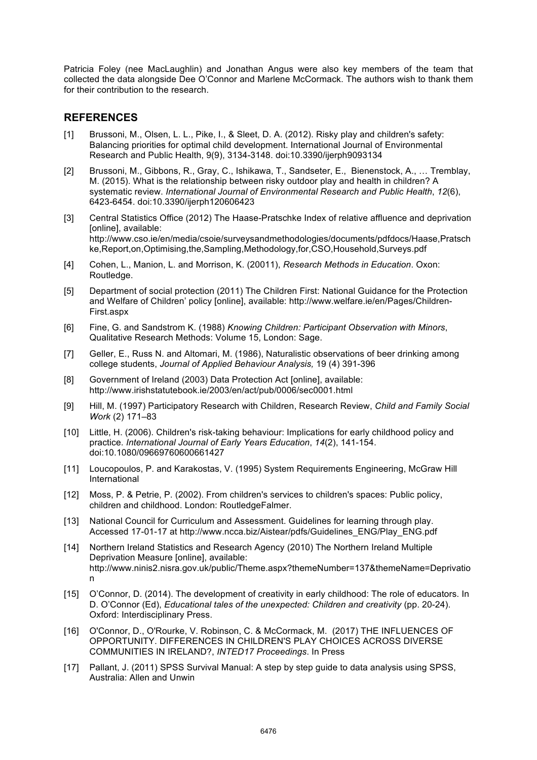Patricia Foley (nee MacLaughlin) and Jonathan Angus were also key members of the team that collected the data alongside Dee O'Connor and Marlene McCormack. The authors wish to thank them for their contribution to the research.

## REFERENCES

[1] Brussoni, M., Olsen, L. L., Pike, I., & Sleet, D. A. (2012). Risky play and children's safety: Balancing priorities for optimal child development. International Journal of Environmental Research and Public Health, 9(9), 3134-3148. doi:10.3390/ijerph9093134

[2] Brussoni, M., Gibbons, R., Gray, C., Ishikawa, T., Sandseter, E., Bienenstock, A., … Tremblay, M. (2015). What is the relationship between risky outdoor play and health in children? A systematic review. *International Journal of Environmental Research and Public Health*, *12*(6), 6423-6454. doi:10.3390/ijerph120606423

[3] Central Statistics Office (2012) The Haase-Pratschke Index of relative affluence and deprivation [online], available: http://www.cso.ie/en/media/csoie/surveysandmethodologies/documents/pdfdocs/Haase,Pratschke,Report,on,Optimising,the,Sampling,Methodology,for,CSO,Household,Surveys.pdf

[4] Cohen, L., Manion, L. and Morrison, K. (20011), *Research Methods in Education*. Oxon: Routledge.

[5] Department of social protection (2011) The Children First: National Guidance for the Protection and Welfare of Children' policy [online], available: http://www.welfare.ie/en/Pages/Children-First.aspx

[6] Fine, G. and Sandstrom K. (1988) *Knowing Children: Participant Observation with Minors*, Qualitative Research Methods: Volume 15, London: Sage.

[7] Geller, E., Russ N. and Altomari, M. (1986), Naturalistic observations of beer drinking among college students, *Journal of Applied Behaviour Analysis,* 19 (4) 391-396

[8] Government of Ireland (2003) Data Protection Act [online], available: http://www.irishstatutebook.ie/2003/en/act/pub/0006/sec0001.html

[9] Hill, M. (1997) Participatory Research with Children, Research Review, *Child and Family Social Work* (2) 171–83

[10] Little, H. (2006). Children's risk-taking behaviour: Implications for early childhood policy and practice. *International Journal of Early Years Education*, *14*(2), 141-154. doi:10.1080/09669760600661427

[11] Loucopoulos, P. and Karakostas, V. (1995) System Requirements Engineering, McGraw Hill International

[12] Moss, P. & Petrie, P. (2002). From children's services to children's spaces: Public policy, children and childhood. London: RoutledgeFalmer.

[13] National Council for Curriculum and Assessment. Guidelines for learning through play. Accessed 17-01-17 at http://www.ncca.biz/Aistear/pdfs/Guidelines_ENG/Play_ENG.pdf

[14] Northern Ireland Statistics and Research Agency (2010) The Northern Ireland Multiple Deprivation Measure [online], available: http://www.ninis2.nisra.gov.uk/public/Theme.aspx?themeNumber=137&themeName=Deprivation

[15] O'Connor, D. (2014). The development of creativity in early childhood: The role of educators. In D. O'Connor (Ed), *Educational tales of the unexpected: Children and creativity* (pp. 20-24). Oxford: Interdisciplinary Press.

[16] O'Connor, D., O'Rourke, V. Robinson, C. & McCormack, M. (2017) THE INFLUENCES OF OPPORTUNITY. DIFFERENCES IN CHILDREN'S PLAY CHOICES ACROSS DIVERSE COMMUNITIES IN IRELAND?, *INTED17 Proceedings*. In Press

[17] Pallant, J. (2011) SPSS Survival Manual: A step by step guide to data analysis using SPSS, Australia: Allen and Unwin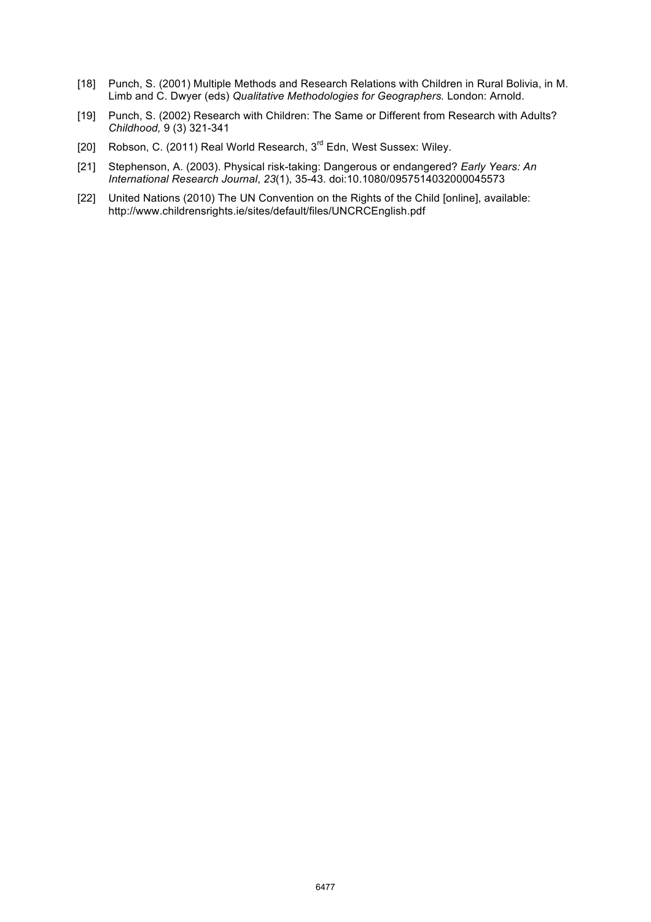[18] Punch, S. (2001) Multiple Methods and Research Relations with Children in Rural Bolivia, in M. Limb and C. Dwyer (eds) *Qualitative Methodologies for Geographers.* London: Arnold.

[19] Punch, S. (2002) Research with Children: The Same or Different from Research with Adults? *Childhood,* 9 (3) 321-341

[20] Robson, C. (2011) Real World Research, 3rd Edn, West Sussex: Wiley.

[21] Stephenson, A. (2003). Physical risk-taking: Dangerous or endangered? *Early Years: An International Research Journal*, *23*(1), 35-43. doi:10.1080/0957514032000045573

[22] United Nations (2010) The UN Convention on the Rights of the Child [online], available: http://www.childrensrights.ie/sites/default/files/UNCRCEnglish.pdf